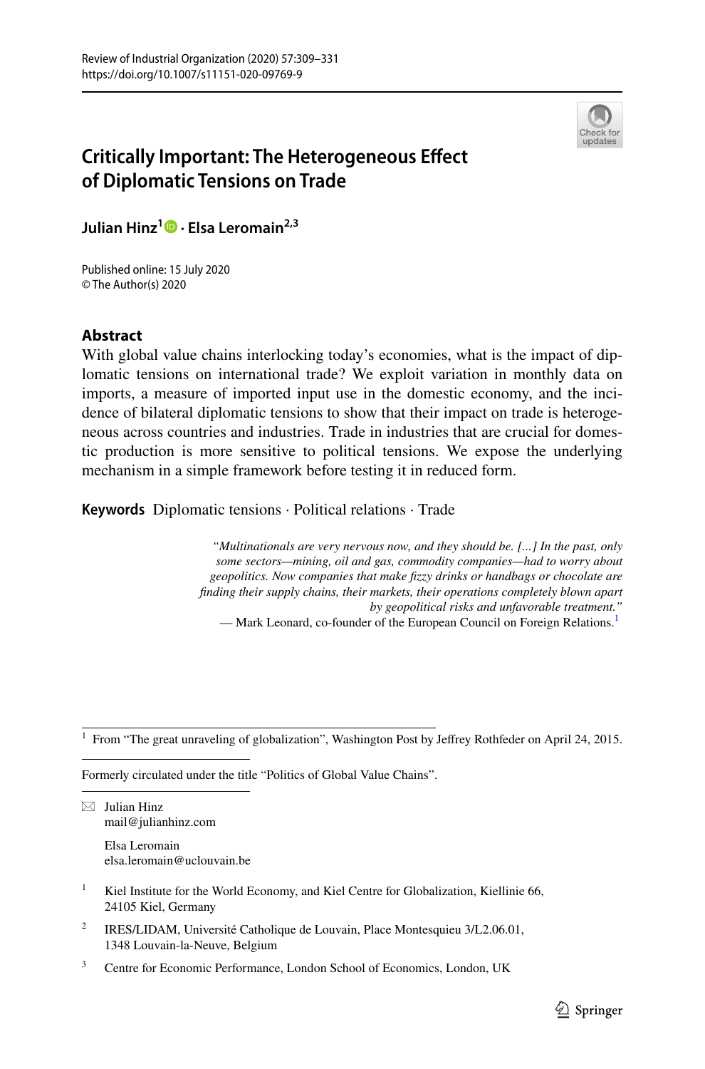# Critically Important: The Heterogeneous Effect of Diplomatic Tensions on Trade

**Julian Hinz**[1] · **Elsa Leromain**[2,3]

Published online: 15 July 2020
© The Author(s) 2020

## Abstract

With global value chains interlocking today's economies, what is the impact of diplomatic tensions on international trade? We exploit variation in monthly data on imports, a measure of imported input use in the domestic economy, and the incidence of bilateral diplomatic tensions to show that their impact on trade is heterogeneous across countries and industries. Trade in industries that are crucial for domestic production is more sensitive to political tensions. We expose the underlying mechanism in a simple framework before testing it in reduced form.

**Keywords** Diplomatic tensions · Political relations · Trade

> *"Multinationals are very nervous now, and they should be. [...] In the past, only some sectors—mining, oil and gas, commodity companies—had to worry about geopolitics. Now companies that make fizzy drinks or handbags or chocolate are finding their supply chains, their markets, their operations completely blown apart by geopolitical risks and unfavorable treatment."*
> — Mark Leonard, co-founder of the European Council on Foreign Relations.[1]

[1] From "The great unraveling of globalization", Washington Post by Jeffrey Rothfeder on April 24, 2015.

Formerly circulated under the title "Politics of Global Value Chains".

✉ Julian Hinz
mail@julianhinz.com

Elsa Leromain
elsa.leromain@uclouvain.be

[1] Kiel Institute for the World Economy, and Kiel Centre for Globalization, Kiellinie 66, 24105 Kiel, Germany

[2] IRES/LIDAM, Université Catholique de Louvain, Place Montesquieu 3/L2.06.01, 1348 Louvain-la-Neuve, Belgium

[3] Centre for Economic Performance, London School of Economics, London, UK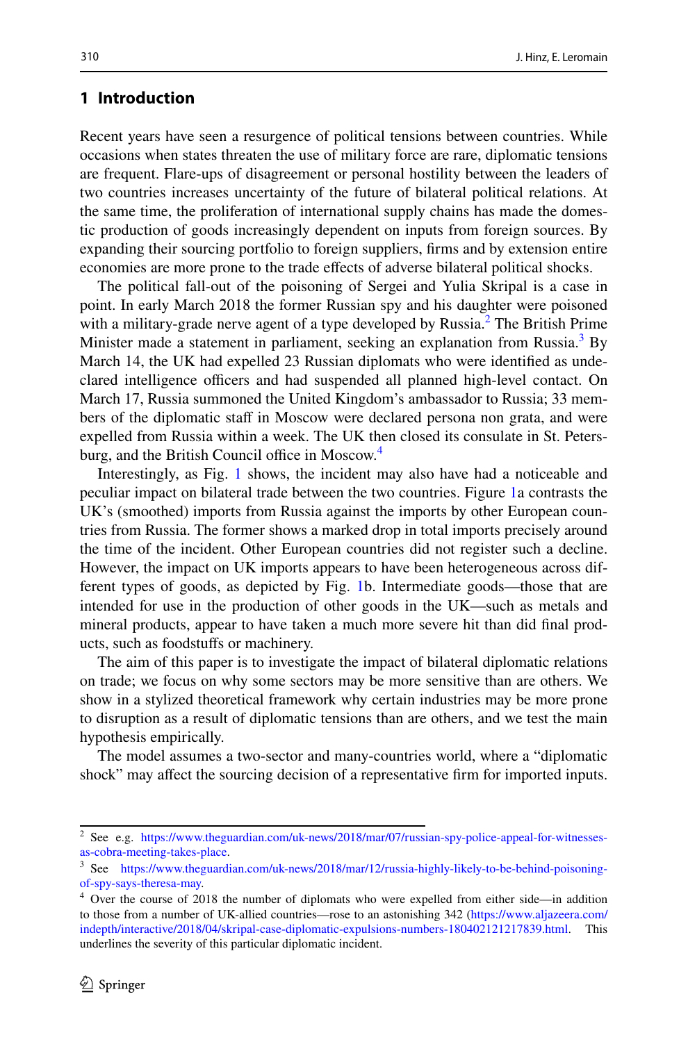## 1 Introduction

Recent years have seen a resurgence of political tensions between countries. While occasions when states threaten the use of military force are rare, diplomatic tensions are frequent. Flare-ups of disagreement or personal hostility between the leaders of two countries increases uncertainty of the future of bilateral political relations. At the same time, the proliferation of international supply chains has made the domestic production of goods increasingly dependent on inputs from foreign sources. By expanding their sourcing portfolio to foreign suppliers, firms and by extension entire economies are more prone to the trade effects of adverse bilateral political shocks.

The political fall-out of the poisoning of Sergei and Yulia Skripal is a case in point. In early March 2018 the former Russian spy and his daughter were poisoned with a military-grade nerve agent of a type developed by Russia.[2] The British Prime Minister made a statement in parliament, seeking an explanation from Russia.[3] By March 14, the UK had expelled 23 Russian diplomats who were identified as undeclared intelligence officers and had suspended all planned high-level contact. On March 17, Russia summoned the United Kingdom's ambassador to Russia; 33 members of the diplomatic staff in Moscow were declared persona non grata, and were expelled from Russia within a week. The UK then closed its consulate in St. Petersburg, and the British Council office in Moscow.[4]

Interestingly, as Fig. 1 shows, the incident may also have had a noticeable and peculiar impact on bilateral trade between the two countries. Figure 1a contrasts the UK's (smoothed) imports from Russia against the imports by other European countries from Russia. The former shows a marked drop in total imports precisely around the time of the incident. Other European countries did not register such a decline. However, the impact on UK imports appears to have been heterogeneous across different types of goods, as depicted by Fig. 1b. Intermediate goods—those that are intended for use in the production of other goods in the UK—such as metals and mineral products, appear to have taken a much more severe hit than did final products, such as foodstuffs or machinery.

The aim of this paper is to investigate the impact of bilateral diplomatic relations on trade; we focus on why some sectors may be more sensitive than are others. We show in a stylized theoretical framework why certain industries may be more prone to disruption as a result of diplomatic tensions than are others, and we test the main hypothesis empirically.

The model assumes a two-sector and many-countries world, where a "diplomatic shock" may affect the sourcing decision of a representative firm for imported inputs.

---

[2] See e.g. https://www.theguardian.com/uk-news/2018/mar/07/russian-spy-police-appeal-for-witnesses-as-cobra-meeting-takes-place.

[3] See https://www.theguardian.com/uk-news/2018/mar/12/russia-highly-likely-to-be-behind-poisoning-of-spy-says-theresa-may.

[4] Over the course of 2018 the number of diplomats who were expelled from either side—in addition to those from a number of UK-allied countries—rose to an astonishing 342 (https://www.aljazeera.com/indepth/interactive/2018/04/skripal-case-diplomatic-expulsions-numbers-180402121217839.html. This underlines the severity of this particular diplomatic incident.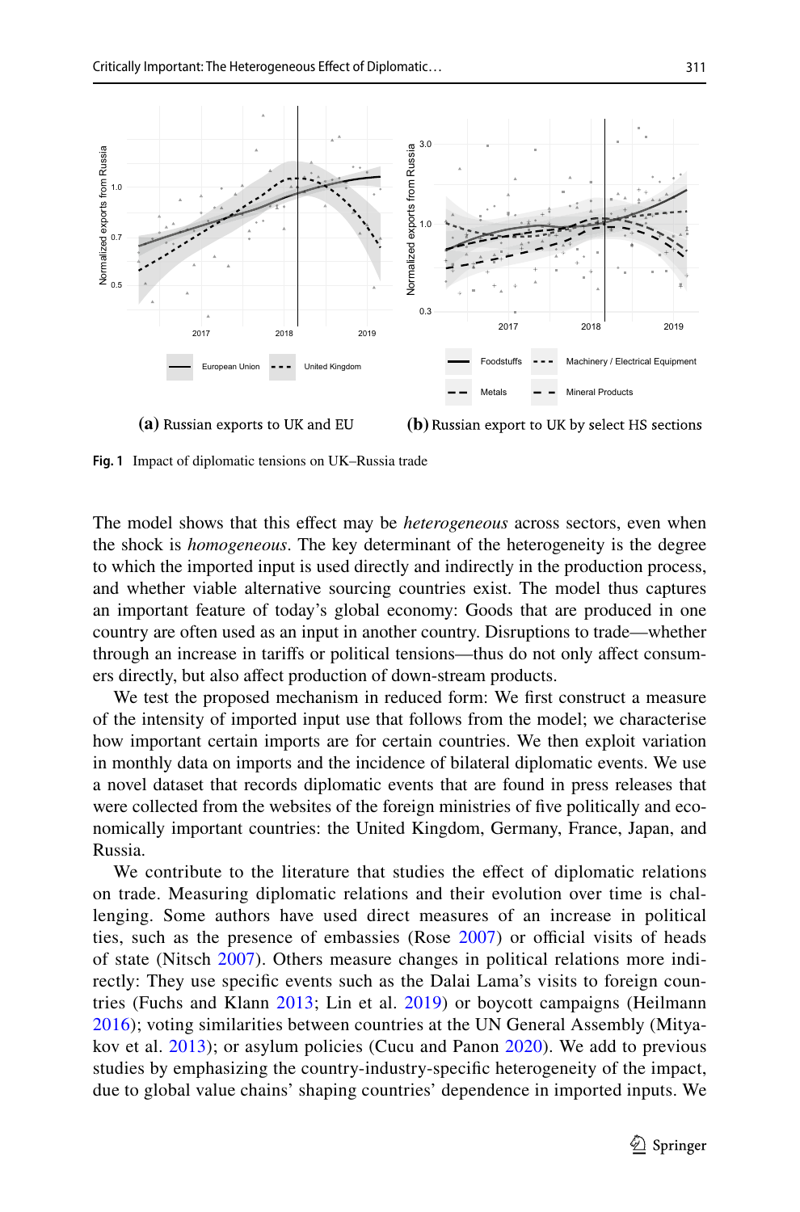(a) Russian exports to UK and EU

(b) Russian export to UK by select HS sections

**Fig. 1** Impact of diplomatic tensions on UK–Russia trade

The model shows that this effect may be *heterogeneous* across sectors, even when the shock is *homogeneous*. The key determinant of the heterogeneity is the degree to which the imported input is used directly and indirectly in the production process, and whether viable alternative sourcing countries exist. The model thus captures an important feature of today's global economy: Goods that are produced in one country are often used as an input in another country. Disruptions to trade—whether through an increase in tariffs or political tensions—thus do not only affect consumers directly, but also affect production of down-stream products.

We test the proposed mechanism in reduced form: We first construct a measure of the intensity of imported input use that follows from the model; we characterise how important certain imports are for certain countries. We then exploit variation in monthly data on imports and the incidence of bilateral diplomatic events. We use a novel dataset that records diplomatic events that are found in press releases that were collected from the websites of the foreign ministries of five politically and economically important countries: the United Kingdom, Germany, France, Japan, and Russia.

We contribute to the literature that studies the effect of diplomatic relations on trade. Measuring diplomatic relations and their evolution over time is challenging. Some authors have used direct measures of an increase in political ties, such as the presence of embassies (Rose 2007) or official visits of heads of state (Nitsch 2007). Others measure changes in political relations more indirectly: They use specific events such as the Dalai Lama's visits to foreign countries (Fuchs and Klann 2013; Lin et al. 2019) or boycott campaigns (Heilmann 2016); voting similarities between countries at the UN General Assembly (Mityakov et al. 2013); or asylum policies (Cucu and Panon 2020). We add to previous studies by emphasizing the country-industry-specific heterogeneity of the impact, due to global value chains' shaping countries' dependence in imported inputs. We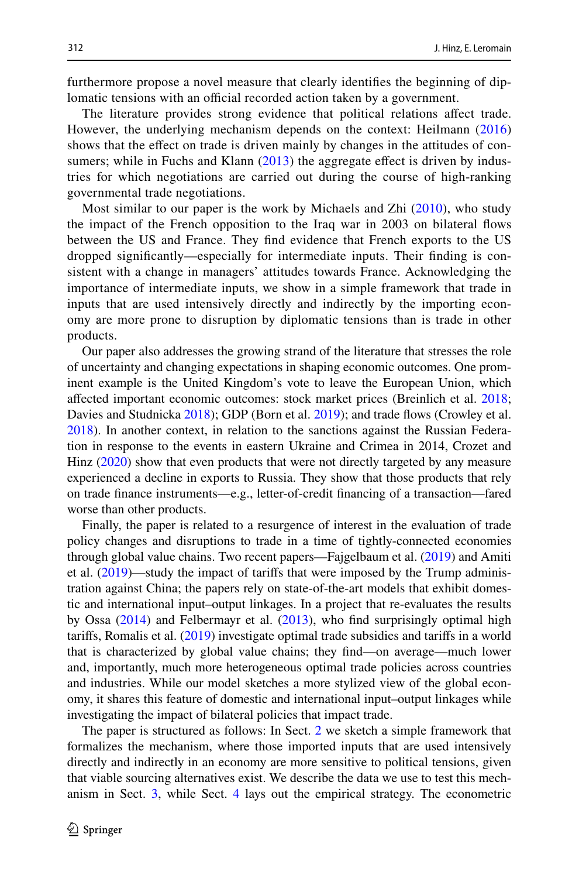furthermore propose a novel measure that clearly identifies the beginning of diplomatic tensions with an official recorded action taken by a government.

The literature provides strong evidence that political relations affect trade. However, the underlying mechanism depends on the context: Heilmann (2016) shows that the effect on trade is driven mainly by changes in the attitudes of consumers; while in Fuchs and Klann (2013) the aggregate effect is driven by industries for which negotiations are carried out during the course of high-ranking governmental trade negotiations.

Most similar to our paper is the work by Michaels and Zhi (2010), who study the impact of the French opposition to the Iraq war in 2003 on bilateral flows between the US and France. They find evidence that French exports to the US dropped significantly—especially for intermediate inputs. Their finding is consistent with a change in managers' attitudes towards France. Acknowledging the importance of intermediate inputs, we show in a simple framework that trade in inputs that are used intensively directly and indirectly by the importing economy are more prone to disruption by diplomatic tensions than is trade in other products.

Our paper also addresses the growing strand of the literature that stresses the role of uncertainty and changing expectations in shaping economic outcomes. One prominent example is the United Kingdom's vote to leave the European Union, which affected important economic outcomes: stock market prices (Breinlich et al. 2018; Davies and Studnicka 2018); GDP (Born et al. 2019); and trade flows (Crowley et al. 2018). In another context, in relation to the sanctions against the Russian Federation in response to the events in eastern Ukraine and Crimea in 2014, Crozet and Hinz (2020) show that even products that were not directly targeted by any measure experienced a decline in exports to Russia. They show that those products that rely on trade finance instruments—e.g., letter-of-credit financing of a transaction—fared worse than other products.

Finally, the paper is related to a resurgence of interest in the evaluation of trade policy changes and disruptions to trade in a time of tightly-connected economies through global value chains. Two recent papers—Fajgelbaum et al. (2019) and Amiti et al. (2019)—study the impact of tariffs that were imposed by the Trump administration against China; the papers rely on state-of-the-art models that exhibit domestic and international input–output linkages. In a project that re-evaluates the results by Ossa (2014) and Felbermayr et al. (2013), who find surprisingly optimal high tariffs, Romalis et al. (2019) investigate optimal trade subsidies and tariffs in a world that is characterized by global value chains; they find—on average—much lower and, importantly, much more heterogeneous optimal trade policies across countries and industries. While our model sketches a more stylized view of the global economy, it shares this feature of domestic and international input–output linkages while investigating the impact of bilateral policies that impact trade.

The paper is structured as follows: In Sect. 2 we sketch a simple framework that formalizes the mechanism, where those imported inputs that are used intensively directly and indirectly in an economy are more sensitive to political tensions, given that viable sourcing alternatives exist. We describe the data we use to test this mechanism in Sect. 3, while Sect. 4 lays out the empirical strategy. The econometric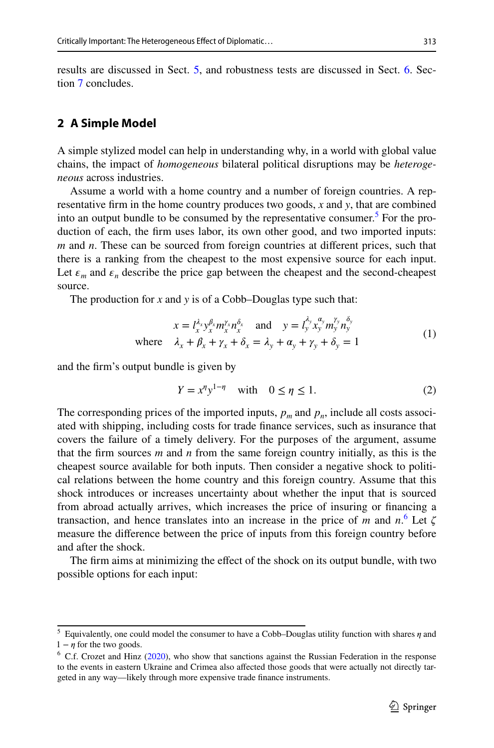results are discussed in Sect. 5, and robustness tests are discussed in Sect. 6. Section 7 concludes.

## 2 A Simple Model

A simple stylized model can help in understanding why, in a world with global value chains, the impact of *homogeneous* bilateral political disruptions may be *heterogeneous* across industries.

Assume a world with a home country and a number of foreign countries. A representative firm in the home country produces two goods, $x$ and $y$, that are combined into an output bundle to be consumed by the representative consumer.[5] For the production of each, the firm uses labor, its own other good, and two imported inputs: $m$ and $n$. These can be sourced from foreign countries at different prices, such that there is a ranking from the cheapest to the most expensive source for each input. Let $\varepsilon_m$ and $\varepsilon_n$ describe the price gap between the cheapest and the second-cheapest source.

The production for $x$ and $y$ is of a Cobb–Douglas type such that:

$$
\begin{aligned}
&x = l_x^{\lambda_x} y_x^{\beta_x} m_x^{\gamma_x} n_x^{\delta_x} \quad \text{and} \quad y = l_y^{\lambda_y} x_y^{\alpha_y} m_y^{\gamma_y} n_y^{\delta_y} \\
\text{where} \quad &\lambda_x + \beta_x + \gamma_x + \delta_x = \lambda_y + \alpha_y + \gamma_y + \delta_y = 1
\end{aligned}
\tag{1}
$$

and the firm's output bundle is given by

$$
Y = x^{\eta} y^{1-\eta} \quad \text{with} \quad 0 \leq \eta \leq 1. \tag{2}
$$

The corresponding prices of the imported inputs, $p_m$ and $p_n$, include all costs associated with shipping, including costs for trade finance services, such as insurance that covers the failure of a timely delivery. For the purposes of the argument, assume that the firm sources $m$ and $n$ from the same foreign country initially, as this is the cheapest source available for both inputs. Then consider a negative shock to political relations between the home country and this foreign country. Assume that this shock introduces or increases uncertainty about whether the input that is sourced from abroad actually arrives, which increases the price of insuring or financing a transaction, and hence translates into an increase in the price of $m$ and $n$.[6] Let $\zeta$ measure the difference between the price of inputs from this foreign country before and after the shock.

The firm aims at minimizing the effect of the shock on its output bundle, with two possible options for each input:

---

[5] Equivalently, one could model the consumer to have a Cobb–Douglas utility function with shares $\eta$ and $1 - \eta$ for the two goods.

[6] C.f. Crozet and Hinz (2020), who show that sanctions against the Russian Federation in the response to the events in eastern Ukraine and Crimea also affected those goods that were actually not directly targeted in any way—likely through more expensive trade finance instruments.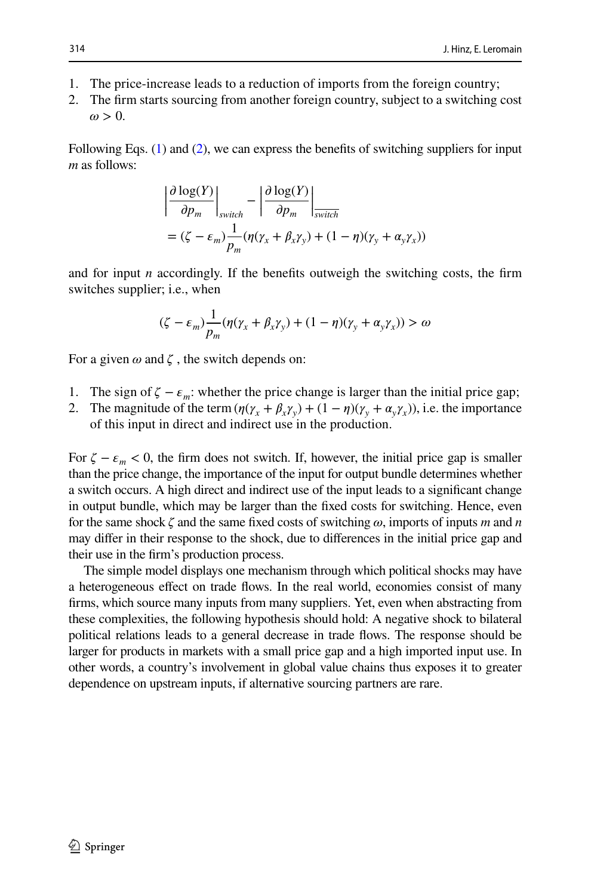1. The price-increase leads to a reduction of imports from the foreign country;
2. The firm starts sourcing from another foreign country, subject to a switching cost $\omega > 0$.

Following Eqs. (1) and (2), we can express the benefits of switching suppliers for input $m$ as follows:

$$\left|\frac{\partial \log(Y)}{\partial p_m}\right|_{switch} - \left|\frac{\partial \log(Y)}{\partial p_m}\right|_{\overline{switch}}$$
$$= (\zeta - \epsilon_m)\frac{1}{p_m}(\eta(\gamma_x + \beta_x\gamma_y) + (1-\eta)(\gamma_y + \alpha_y\gamma_x))$$

and for input $n$ accordingly. If the benefits outweigh the switching costs, the firm switches supplier; i.e., when

$$(\zeta - \epsilon_m)\frac{1}{p_m}(\eta(\gamma_x + \beta_x\gamma_y) + (1-\eta)(\gamma_y + \alpha_y\gamma_x)) > \omega$$

For a given $\omega$ and $\zeta$ , the switch depends on:

1. The sign of $\zeta - \epsilon_m$: whether the price change is larger than the initial price gap;
2. The magnitude of the term $(\eta(\gamma_x + \beta_x\gamma_y) + (1-\eta)(\gamma_y + \alpha_y\gamma_x))$, i.e. the importance of this input in direct and indirect use in the production.

For $\zeta - \epsilon_m < 0$, the firm does not switch. If, however, the initial price gap is smaller than the price change, the importance of the input for output bundle determines whether a switch occurs. A high direct and indirect use of the input leads to a significant change in output bundle, which may be larger than the fixed costs for switching. Hence, even for the same shock $\zeta$ and the same fixed costs of switching $\omega$, imports of inputs $m$ and $n$ may differ in their response to the shock, due to differences in the initial price gap and their use in the firm's production process.

The simple model displays one mechanism through which political shocks may have a heterogeneous effect on trade flows. In the real world, economies consist of many firms, which source many inputs from many suppliers. Yet, even when abstracting from these complexities, the following hypothesis should hold: A negative shock to bilateral political relations leads to a general decrease in trade flows. The response should be larger for products in markets with a small price gap and a high imported input use. In other words, a country's involvement in global value chains thus exposes it to greater dependence on upstream inputs, if alternative sourcing partners are rare.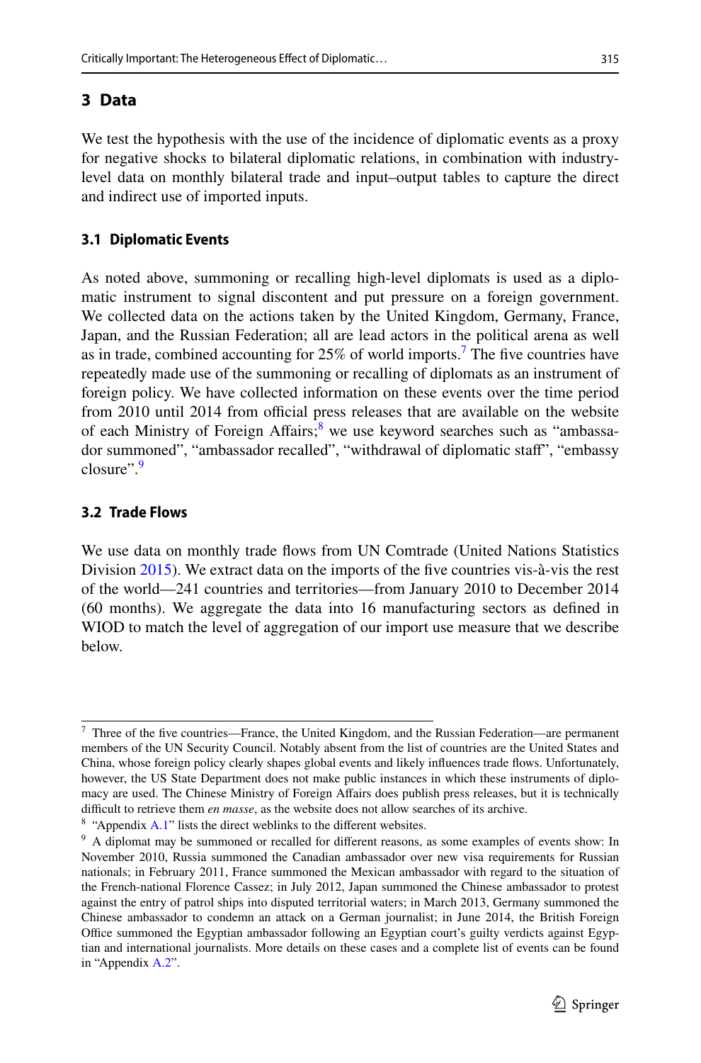## 3 Data

We test the hypothesis with the use of the incidence of diplomatic events as a proxy for negative shocks to bilateral diplomatic relations, in combination with industry-level data on monthly bilateral trade and input–output tables to capture the direct and indirect use of imported inputs.

### 3.1 Diplomatic Events

As noted above, summoning or recalling high-level diplomats is used as a diplomatic instrument to signal discontent and put pressure on a foreign government. We collected data on the actions taken by the United Kingdom, Germany, France, Japan, and the Russian Federation; all are lead actors in the political arena as well as in trade, combined accounting for 25% of world imports.[7] The five countries have repeatedly made use of the summoning or recalling of diplomats as an instrument of foreign policy. We have collected information on these events over the time period from 2010 until 2014 from official press releases that are available on the website of each Ministry of Foreign Affairs;[8] we use keyword searches such as "ambassador summoned", "ambassador recalled", "withdrawal of diplomatic staff", "embassy closure".[9]

### 3.2 Trade Flows

We use data on monthly trade flows from UN Comtrade (United Nations Statistics Division 2015). We extract data on the imports of the five countries vis-à-vis the rest of the world—241 countries and territories—from January 2010 to December 2014 (60 months). We aggregate the data into 16 manufacturing sectors as defined in WIOD to match the level of aggregation of our import use measure that we describe below.

---

[7] Three of the five countries—France, the United Kingdom, and the Russian Federation—are permanent members of the UN Security Council. Notably absent from the list of countries are the United States and China, whose foreign policy clearly shapes global events and likely influences trade flows. Unfortunately, however, the US State Department does not make public instances in which these instruments of diplomacy are used. The Chinese Ministry of Foreign Affairs does publish press releases, but it is technically difficult to retrieve them *en masse*, as the website does not allow searches of its archive.

[8] "Appendix A.1" lists the direct weblinks to the different websites.

[9] A diplomat may be summoned or recalled for different reasons, as some examples of events show: In November 2010, Russia summoned the Canadian ambassador over new visa requirements for Russian nationals; in February 2011, France summoned the Mexican ambassador with regard to the situation of the French-national Florence Cassez; in July 2012, Japan summoned the Chinese ambassador to protest against the entry of patrol ships into disputed territorial waters; in March 2013, Germany summoned the Chinese ambassador to condemn an attack on a German journalist; in June 2014, the British Foreign Office summoned the Egyptian ambassador following an Egyptian court's guilty verdicts against Egyptian and international journalists. More details on these cases and a complete list of events can be found in "Appendix A.2".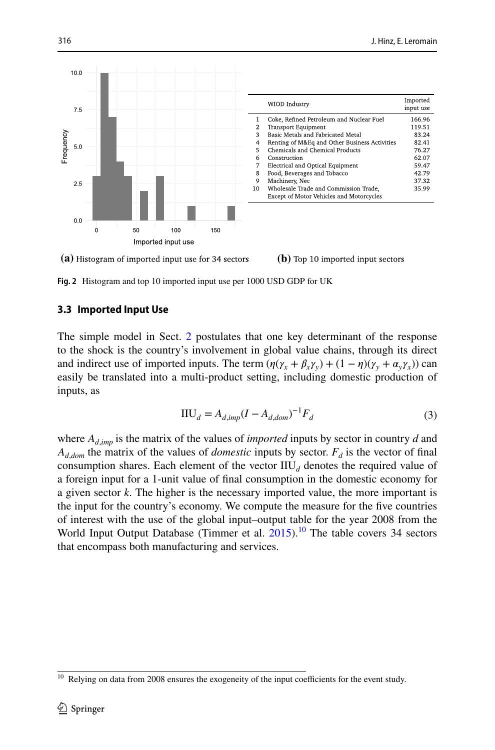| | WIOD Industry | Imported input use |
|---|---|---|
| 1 | Coke, Refined Petroleum and Nuclear Fuel | 166.96 |
| 2 | Transport Equipment | 119.51 |
| 3 | Basic Metals and Fabricated Metal | 83.24 |
| 4 | Renting of M&Eq and Other Business Activities | 82.41 |
| 5 | Chemicals and Chemical Products | 76.27 |
| 6 | Construction | 62.07 |
| 7 | Electrical and Optical Equipment | 59.47 |
| 8 | Food, Beverages and Tobacco | 42.79 |
| 9 | Machinery, Nec | 37.32 |
| 10 | Wholesale Trade and Commission Trade, Except of Motor Vehicles and Motorcycles | 35.99 |

**(a)** Histogram of imported input use for 34 sectors **(b)** Top 10 imported input sectors

**Fig. 2** Histogram and top 10 imported input use per 1000 USD GDP for UK

### 3.3 Imported Input Use

The simple model in Sect. 2 postulates that one key determinant of the response to the shock is the country's involvement in global value chains, through its direct and indirect use of imported inputs. The term $(\eta(\gamma_x + \beta_x\gamma_y) + (1-\eta)(\gamma_y + \alpha_y\gamma_x))$ can easily be translated into a multi-product setting, including domestic production of inputs, as

$$\text{IIU}_d = A_{d,imp}(I - A_{d,dom})^{-1}F_d \tag{3}$$

where $A_{d,imp}$ is the matrix of the values of *imported* inputs by sector in country $d$ and $A_{d,dom}$ the matrix of the values of *domestic* inputs by sector. $F_d$ is the vector of final consumption shares. Each element of the vector $\text{IIU}_d$ denotes the required value of a foreign input for a 1-unit value of final consumption in the domestic economy for a given sector $k$. The higher is the necessary imported value, the more important is the input for the country's economy. We compute the measure for the five countries of interest with the use of the global input–output table for the year 2008 from the World Input Output Database (Timmer et al. 2015).[10] The table covers 34 sectors that encompass both manufacturing and services.

[10] Relying on data from 2008 ensures the exogeneity of the input coefficients for the event study.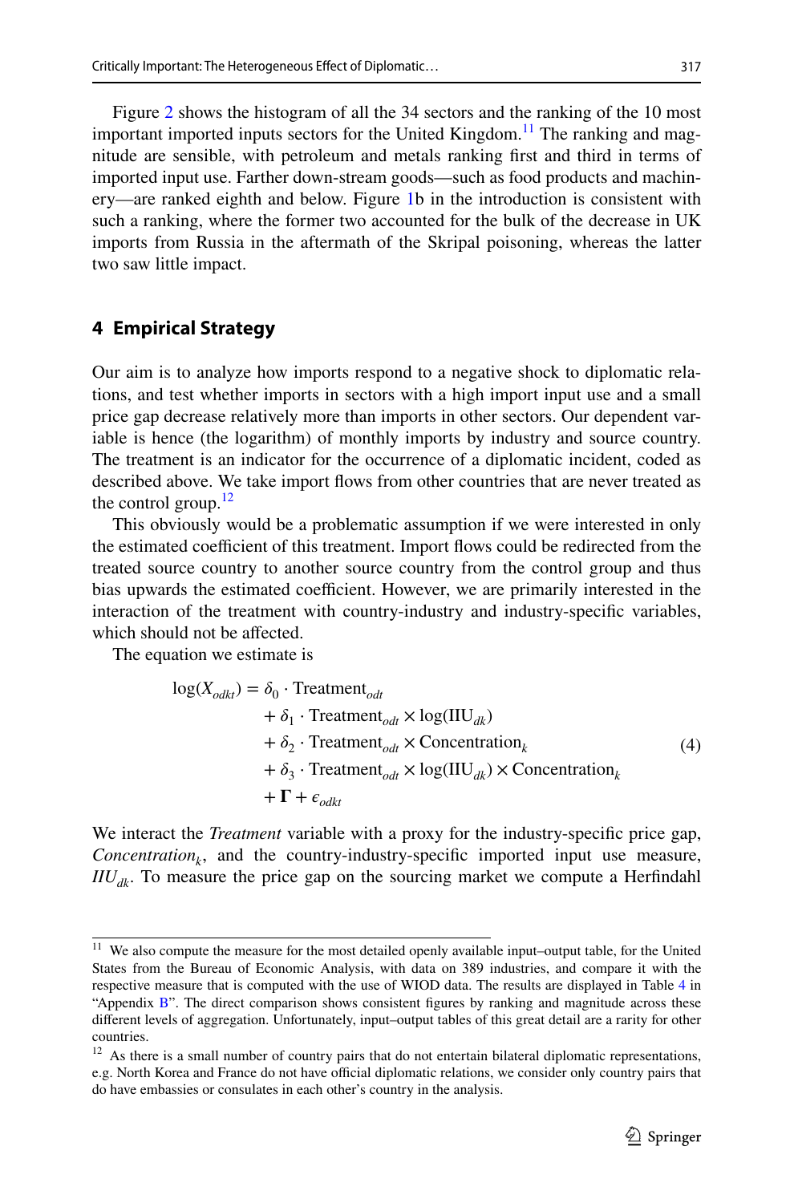Figure 2 shows the histogram of all the 34 sectors and the ranking of the 10 most important imported inputs sectors for the United Kingdom.[11] The ranking and magnitude are sensible, with petroleum and metals ranking first and third in terms of imported input use. Farther down-stream goods—such as food products and machinery—are ranked eighth and below. Figure 1b in the introduction is consistent with such a ranking, where the former two accounted for the bulk of the decrease in UK imports from Russia in the aftermath of the Skripal poisoning, whereas the latter two saw little impact.

## 4 Empirical Strategy

Our aim is to analyze how imports respond to a negative shock to diplomatic relations, and test whether imports in sectors with a high import input use and a small price gap decrease relatively more than imports in other sectors. Our dependent variable is hence (the logarithm) of monthly imports by industry and source country. The treatment is an indicator for the occurrence of a diplomatic incident, coded as described above. We take import flows from other countries that are never treated as the control group.[12]

This obviously would be a problematic assumption if we were interested in only the estimated coefficient of this treatment. Import flows could be redirected from the treated source country to another source country from the control group and thus bias upwards the estimated coefficient. However, we are primarily interested in the interaction of the treatment with country-industry and industry-specific variables, which should not be affected.

The equation we estimate is

$$
\begin{aligned}
\log(X_{odkt}) = {} & \delta_0 \cdot \text{Treatment}_{odt} \\
& + \delta_1 \cdot \text{Treatment}_{odt} \times \log(\text{IIU}_{dk}) \\
& + \delta_2 \cdot \text{Treatment}_{odt} \times \text{Concentration}_k \\
& + \delta_3 \cdot \text{Treatment}_{odt} \times \log(\text{IIU}_{dk}) \times \text{Concentration}_k \\
& + \boldsymbol{\Gamma} + \epsilon_{odkt}
\end{aligned}
\tag{4}
$$

We interact the *Treatment* variable with a proxy for the industry-specific price gap, *Concentration*$_k$, and the country-industry-specific imported input use measure, *IIU*$_{dk}$. To measure the price gap on the sourcing market we compute a Herfindahl

[11] We also compute the measure for the most detailed openly available input–output table, for the United States from the Bureau of Economic Analysis, with data on 389 industries, and compare it with the respective measure that is computed with the use of WIOD data. The results are displayed in Table 4 in "Appendix B". The direct comparison shows consistent figures by ranking and magnitude across these different levels of aggregation. Unfortunately, input–output tables of this great detail are a rarity for other countries.

[12] As there is a small number of country pairs that do not entertain bilateral diplomatic representations, e.g. North Korea and France do not have official diplomatic relations, we consider only country pairs that do have embassies or consulates in each other's country in the analysis.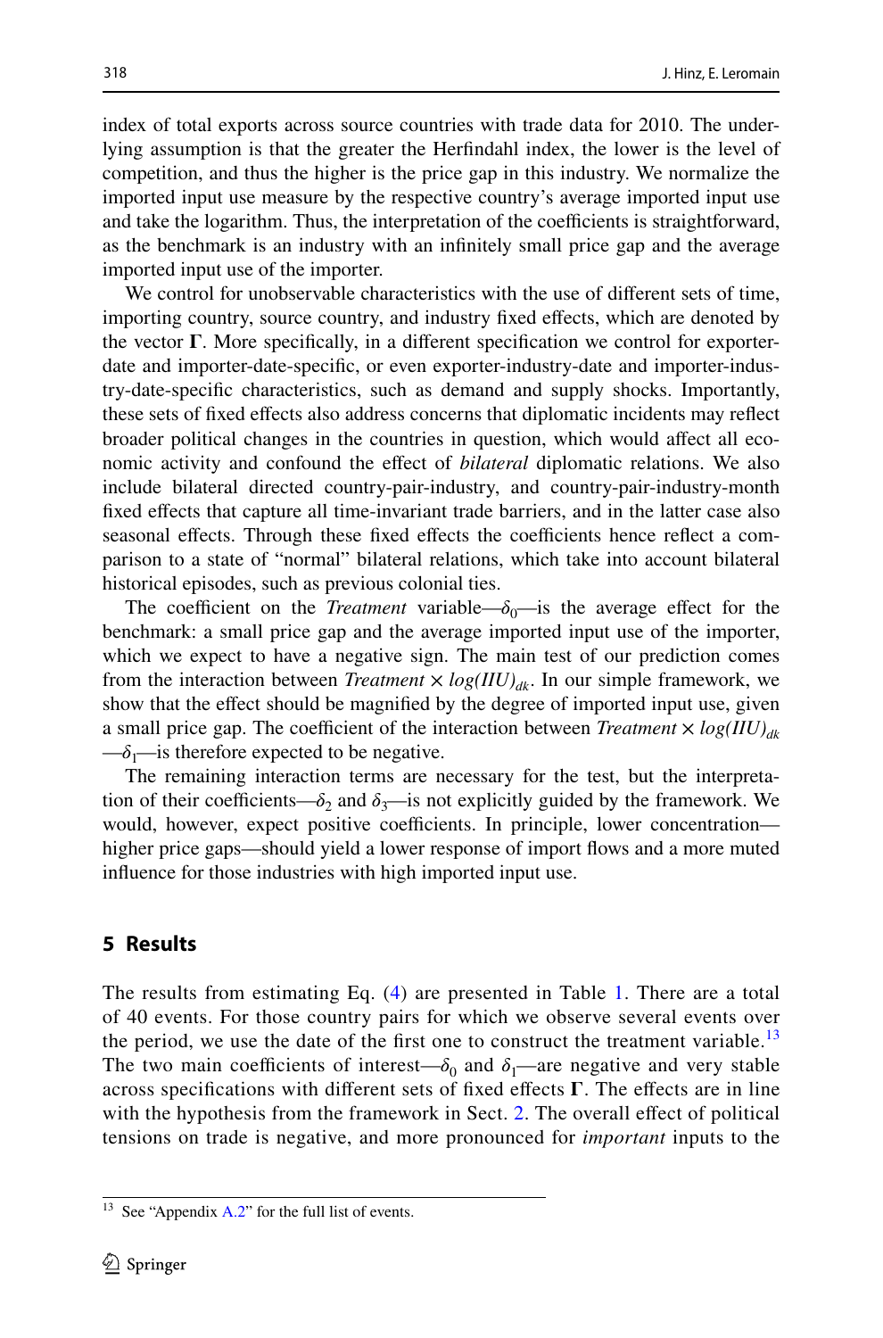index of total exports across source countries with trade data for 2010. The underlying assumption is that the greater the Herfindahl index, the lower is the level of competition, and thus the higher is the price gap in this industry. We normalize the imported input use measure by the respective country's average imported input use and take the logarithm. Thus, the interpretation of the coefficients is straightforward, as the benchmark is an industry with an infinitely small price gap and the average imported input use of the importer.

We control for unobservable characteristics with the use of different sets of time, importing country, source country, and industry fixed effects, which are denoted by the vector $\boldsymbol{\Gamma}$. More specifically, in a different specification we control for exporter-date and importer-date-specific, or even exporter-industry-date and importer-industry-date-specific characteristics, such as demand and supply shocks. Importantly, these sets of fixed effects also address concerns that diplomatic incidents may reflect broader political changes in the countries in question, which would affect all economic activity and confound the effect of *bilateral* diplomatic relations. We also include bilateral directed country-pair-industry, and country-pair-industry-month fixed effects that capture all time-invariant trade barriers, and in the latter case also seasonal effects. Through these fixed effects the coefficients hence reflect a comparison to a state of "normal" bilateral relations, which take into account bilateral historical episodes, such as previous colonial ties.

The coefficient on the *Treatment* variable—$\delta_0$—is the average effect for the benchmark: a small price gap and the average imported input use of the importer, which we expect to have a negative sign. The main test of our prediction comes from the interaction between $Treatment \times log(IIU)_{dk}$. In our simple framework, we show that the effect should be magnified by the degree of imported input use, given a small price gap. The coefficient of the interaction between $Treatment \times log(IIU)_{dk}$—$\delta_1$—is therefore expected to be negative.

The remaining interaction terms are necessary for the test, but the interpretation of their coefficients—$\delta_2$ and $\delta_3$—is not explicitly guided by the framework. We would, however, expect positive coefficients. In principle, lower concentration—higher price gaps—should yield a lower response of import flows and a more muted influence for those industries with high imported input use.

## 5 Results

The results from estimating Eq. (4) are presented in Table 1. There are a total of 40 events. For those country pairs for which we observe several events over the period, we use the date of the first one to construct the treatment variable.[13] The two main coefficients of interest—$\delta_0$ and $\delta_1$—are negative and very stable across specifications with different sets of fixed effects $\boldsymbol{\Gamma}$. The effects are in line with the hypothesis from the framework in Sect. 2. The overall effect of political tensions on trade is negative, and more pronounced for *important* inputs to the

[13] See "Appendix A.2" for the full list of events.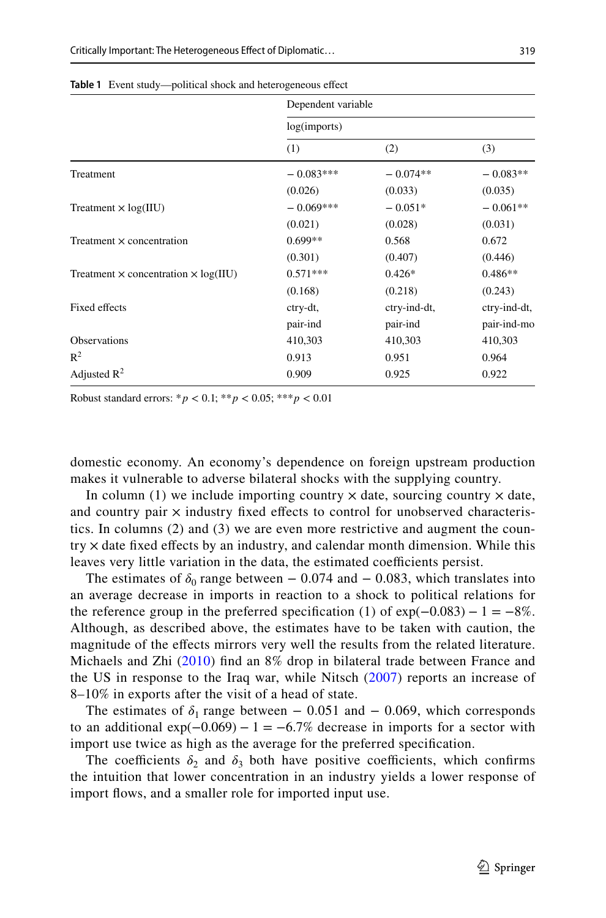**Table 1** Event study—political shock and heterogeneous effect

| | Dependent variable | | |
|---|---|---|---|
| | log(imports) | | |
| | (1) | (2) | (3) |
| Treatment | − 0.083*** | − 0.074** | − 0.083** |
| | (0.026) | (0.033) | (0.035) |
| Treatment × log(IIU) | − 0.069*** | − 0.051* | − 0.061** |
| | (0.021) | (0.028) | (0.031) |
| Treatment × concentration | 0.699** | 0.568 | 0.672 |
| | (0.301) | (0.407) | (0.446) |
| Treatment × concentration × log(IIU) | 0.571*** | 0.426* | 0.486** |
| | (0.168) | (0.218) | (0.243) |
| Fixed effects | ctry-dt, pair-ind | ctry-ind-dt, pair-ind | ctry-ind-dt, pair-ind-mo |
| Observations | 410,303 | 410,303 | 410,303 |
| $R^2$ | 0.913 | 0.951 | 0.964 |
| Adjusted $R^2$ | 0.909 | 0.925 | 0.922 |

Robust standard errors: * $p < 0.1$; ** $p < 0.05$; *** $p < 0.01$

domestic economy. An economy's dependence on foreign upstream production makes it vulnerable to adverse bilateral shocks with the supplying country.

In column (1) we include importing country × date, sourcing country × date, and country pair × industry fixed effects to control for unobserved characteristics. In columns (2) and (3) we are even more restrictive and augment the country × date fixed effects by an industry, and calendar month dimension. While this leaves very little variation in the data, the estimated coefficients persist.

The estimates of $\delta_0$ range between − 0.074 and − 0.083, which translates into an average decrease in imports in reaction to a shock to political relations for the reference group in the preferred specification (1) of $\exp(-0.083) - 1 = -8\%$. Although, as described above, the estimates have to be taken with caution, the magnitude of the effects mirrors very well the results from the related literature. Michaels and Zhi (2010) find an 8% drop in bilateral trade between France and the US in response to the Iraq war, while Nitsch (2007) reports an increase of 8–10% in exports after the visit of a head of state.

The estimates of $\delta_1$ range between − 0.051 and − 0.069, which corresponds to an additional $\exp(-0.069) - 1 = -6.7\%$ decrease in imports for a sector with import use twice as high as the average for the preferred specification.

The coefficients $\delta_2$ and $\delta_3$ both have positive coefficients, which confirms the intuition that lower concentration in an industry yields a lower response of import flows, and a smaller role for imported input use.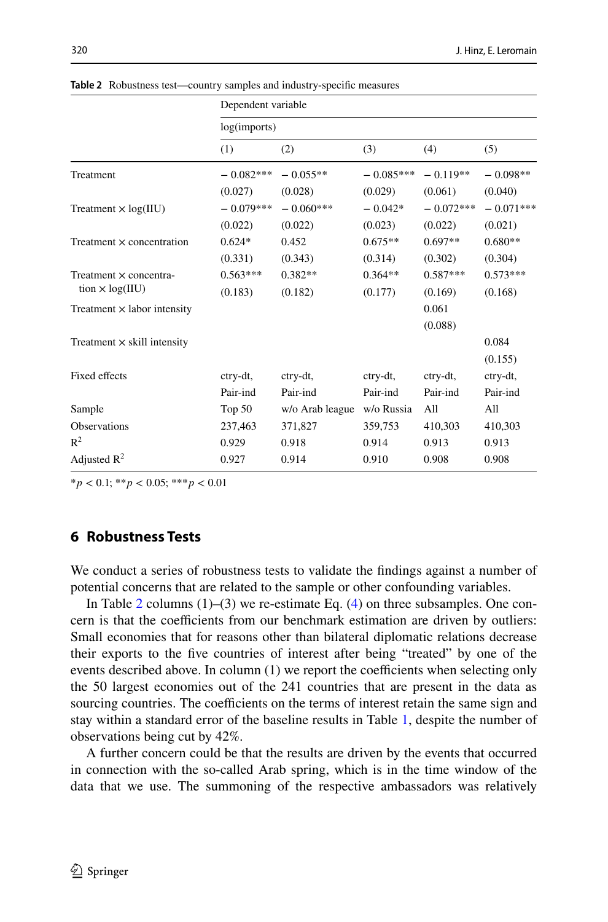**Table 2** Robustness test—country samples and industry-specific measures

| | Dependent variable | | | | |
|---|---|---|---|---|---|
| | log(imports) | | | | |
| | (1) | (2) | (3) | (4) | (5) |
| Treatment | − 0.082*** | − 0.055** | − 0.085*** | − 0.119** | − 0.098** |
| | (0.027) | (0.028) | (0.029) | (0.061) | (0.040) |
| Treatment × log(IIU) | − 0.079*** | − 0.060*** | − 0.042* | − 0.072*** | − 0.071*** |
| | (0.022) | (0.022) | (0.023) | (0.022) | (0.021) |
| Treatment × concentration | 0.624* | 0.452 | 0.675** | 0.697** | 0.680** |
| | (0.331) | (0.343) | (0.314) | (0.302) | (0.304) |
| Treatment × concentration × log(IIU) | 0.563*** | 0.382** | 0.364** | 0.587*** | 0.573*** |
| | (0.183) | (0.182) | (0.177) | (0.169) | (0.168) |
| Treatment × labor intensity | | | | 0.061 | |
| | | | | (0.088) | |
| Treatment × skill intensity | | | | | 0.084 |
| | | | | | (0.155) |
| Fixed effects | ctry-dt, Pair-ind | ctry-dt, Pair-ind | ctry-dt, Pair-ind | ctry-dt, Pair-ind | ctry-dt, Pair-ind |
| Sample | Top 50 | w/o Arab league | w/o Russia | All | All |
| Observations | 237,463 | 371,827 | 359,753 | 410,303 | 410,303 |
| $R^2$ | 0.929 | 0.918 | 0.914 | 0.913 | 0.913 |
| Adjusted $R^2$ | 0.927 | 0.914 | 0.910 | 0.908 | 0.908 |

*$p < 0.1$; **$p < 0.05$; ***$p < 0.01$

## 6 Robustness Tests

We conduct a series of robustness tests to validate the findings against a number of potential concerns that are related to the sample or other confounding variables.

In Table 2 columns (1)–(3) we re-estimate Eq. (4) on three subsamples. One concern is that the coefficients from our benchmark estimation are driven by outliers: Small economies that for reasons other than bilateral diplomatic relations decrease their exports to the five countries of interest after being "treated" by one of the events described above. In column (1) we report the coefficients when selecting only the 50 largest economies out of the 241 countries that are present in the data as sourcing countries. The coefficients on the terms of interest retain the same sign and stay within a standard error of the baseline results in Table 1, despite the number of observations being cut by 42%.

A further concern could be that the results are driven by the events that occurred in connection with the so-called Arab spring, which is in the time window of the data that we use. The summoning of the respective ambassadors was relatively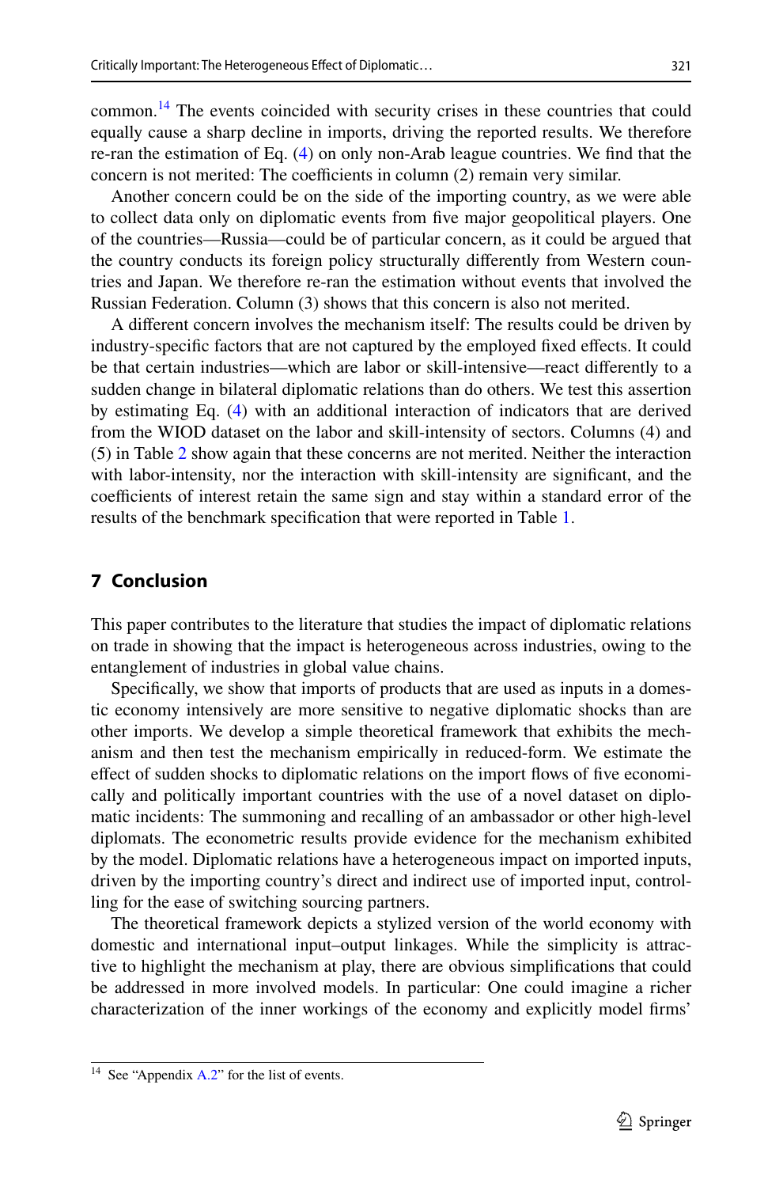common.[14] The events coincided with security crises in these countries that could equally cause a sharp decline in imports, driving the reported results. We therefore re-ran the estimation of Eq. (4) on only non-Arab league countries. We find that the concern is not merited: The coefficients in column (2) remain very similar.

Another concern could be on the side of the importing country, as we were able to collect data only on diplomatic events from five major geopolitical players. One of the countries—Russia—could be of particular concern, as it could be argued that the country conducts its foreign policy structurally differently from Western countries and Japan. We therefore re-ran the estimation without events that involved the Russian Federation. Column (3) shows that this concern is also not merited.

A different concern involves the mechanism itself: The results could be driven by industry-specific factors that are not captured by the employed fixed effects. It could be that certain industries—which are labor or skill-intensive—react differently to a sudden change in bilateral diplomatic relations than do others. We test this assertion by estimating Eq. (4) with an additional interaction of indicators that are derived from the WIOD dataset on the labor and skill-intensity of sectors. Columns (4) and (5) in Table 2 show again that these concerns are not merited. Neither the interaction with labor-intensity, nor the interaction with skill-intensity are significant, and the coefficients of interest retain the same sign and stay within a standard error of the results of the benchmark specification that were reported in Table 1.

## 7 Conclusion

This paper contributes to the literature that studies the impact of diplomatic relations on trade in showing that the impact is heterogeneous across industries, owing to the entanglement of industries in global value chains.

Specifically, we show that imports of products that are used as inputs in a domestic economy intensively are more sensitive to negative diplomatic shocks than are other imports. We develop a simple theoretical framework that exhibits the mechanism and then test the mechanism empirically in reduced-form. We estimate the effect of sudden shocks to diplomatic relations on the import flows of five economically and politically important countries with the use of a novel dataset on diplomatic incidents: The summoning and recalling of an ambassador or other high-level diplomats. The econometric results provide evidence for the mechanism exhibited by the model. Diplomatic relations have a heterogeneous impact on imported inputs, driven by the importing country's direct and indirect use of imported input, controlling for the ease of switching sourcing partners.

The theoretical framework depicts a stylized version of the world economy with domestic and international input–output linkages. While the simplicity is attractive to highlight the mechanism at play, there are obvious simplifications that could be addressed in more involved models. In particular: One could imagine a richer characterization of the inner workings of the economy and explicitly model firms'

[14] See "Appendix A.2" for the list of events.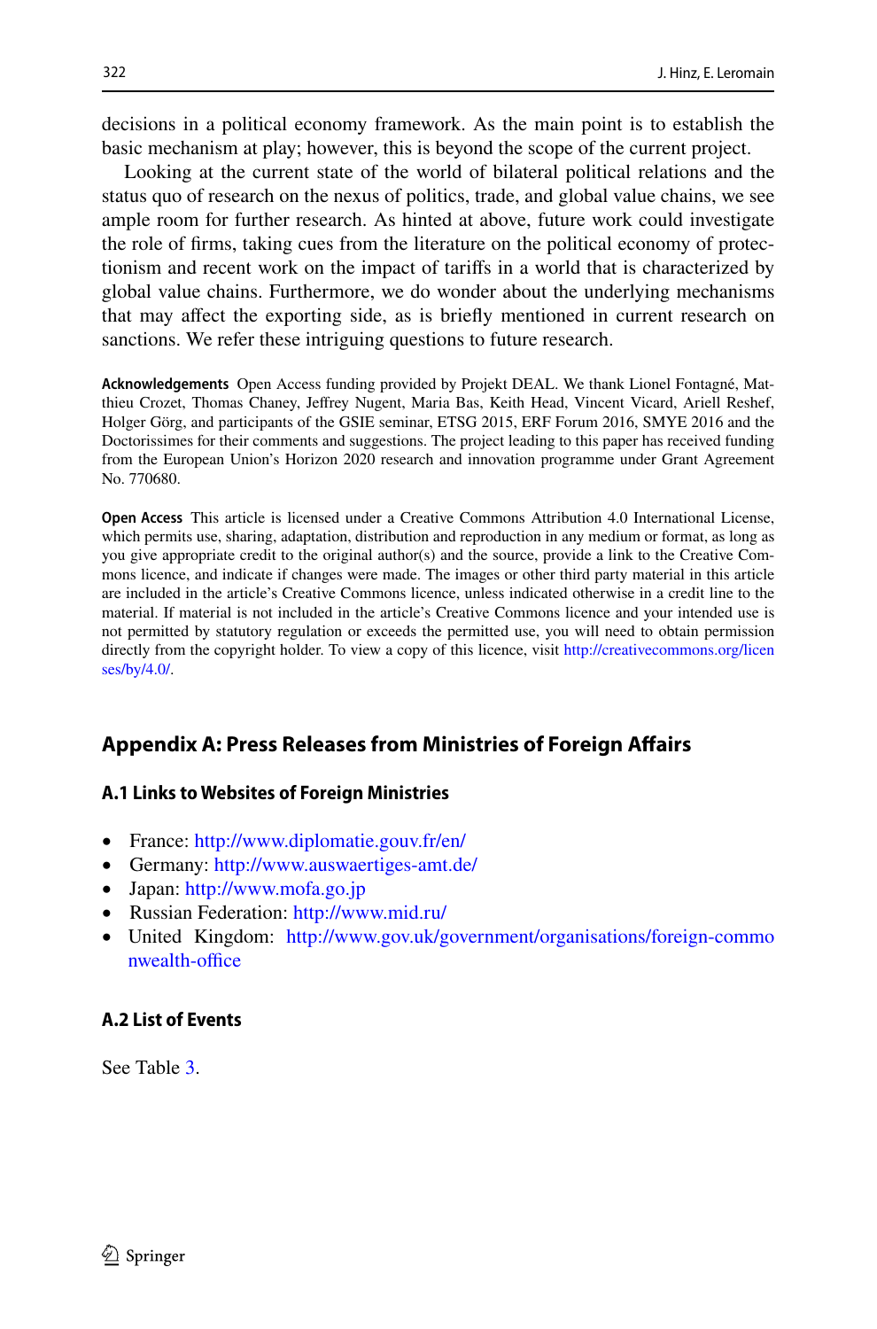decisions in a political economy framework. As the main point is to establish the basic mechanism at play; however, this is beyond the scope of the current project.

Looking at the current state of the world of bilateral political relations and the status quo of research on the nexus of politics, trade, and global value chains, we see ample room for further research. As hinted at above, future work could investigate the role of firms, taking cues from the literature on the political economy of protectionism and recent work on the impact of tariffs in a world that is characterized by global value chains. Furthermore, we do wonder about the underlying mechanisms that may affect the exporting side, as is briefly mentioned in current research on sanctions. We refer these intriguing questions to future research.

**Acknowledgements** Open Access funding provided by Projekt DEAL. We thank Lionel Fontagné, Matthieu Crozet, Thomas Chaney, Jeffrey Nugent, Maria Bas, Keith Head, Vincent Vicard, Ariell Reshef, Holger Görg, and participants of the GSIE seminar, ETSG 2015, ERF Forum 2016, SMYE 2016 and the Doctorissimes for their comments and suggestions. The project leading to this paper has received funding from the European Union's Horizon 2020 research and innovation programme under Grant Agreement No. 770680.

**Open Access** This article is licensed under a Creative Commons Attribution 4.0 International License, which permits use, sharing, adaptation, distribution and reproduction in any medium or format, as long as you give appropriate credit to the original author(s) and the source, provide a link to the Creative Commons licence, and indicate if changes were made. The images or other third party material in this article are included in the article's Creative Commons licence, unless indicated otherwise in a credit line to the material. If material is not included in the article's Creative Commons licence and your intended use is not permitted by statutory regulation or exceeds the permitted use, you will need to obtain permission directly from the copyright holder. To view a copy of this licence, visit http://creativecommons.org/licenses/by/4.0/.

## Appendix A: Press Releases from Ministries of Foreign Affairs

### A.1 Links to Websites of Foreign Ministries

- France: http://www.diplomatie.gouv.fr/en/
- Germany: http://www.auswaertiges-amt.de/
- Japan: http://www.mofa.go.jp
- Russian Federation: http://www.mid.ru/
- United Kingdom: http://www.gov.uk/government/organisations/foreign-commonwealth-office

### A.2 List of Events

See Table 3.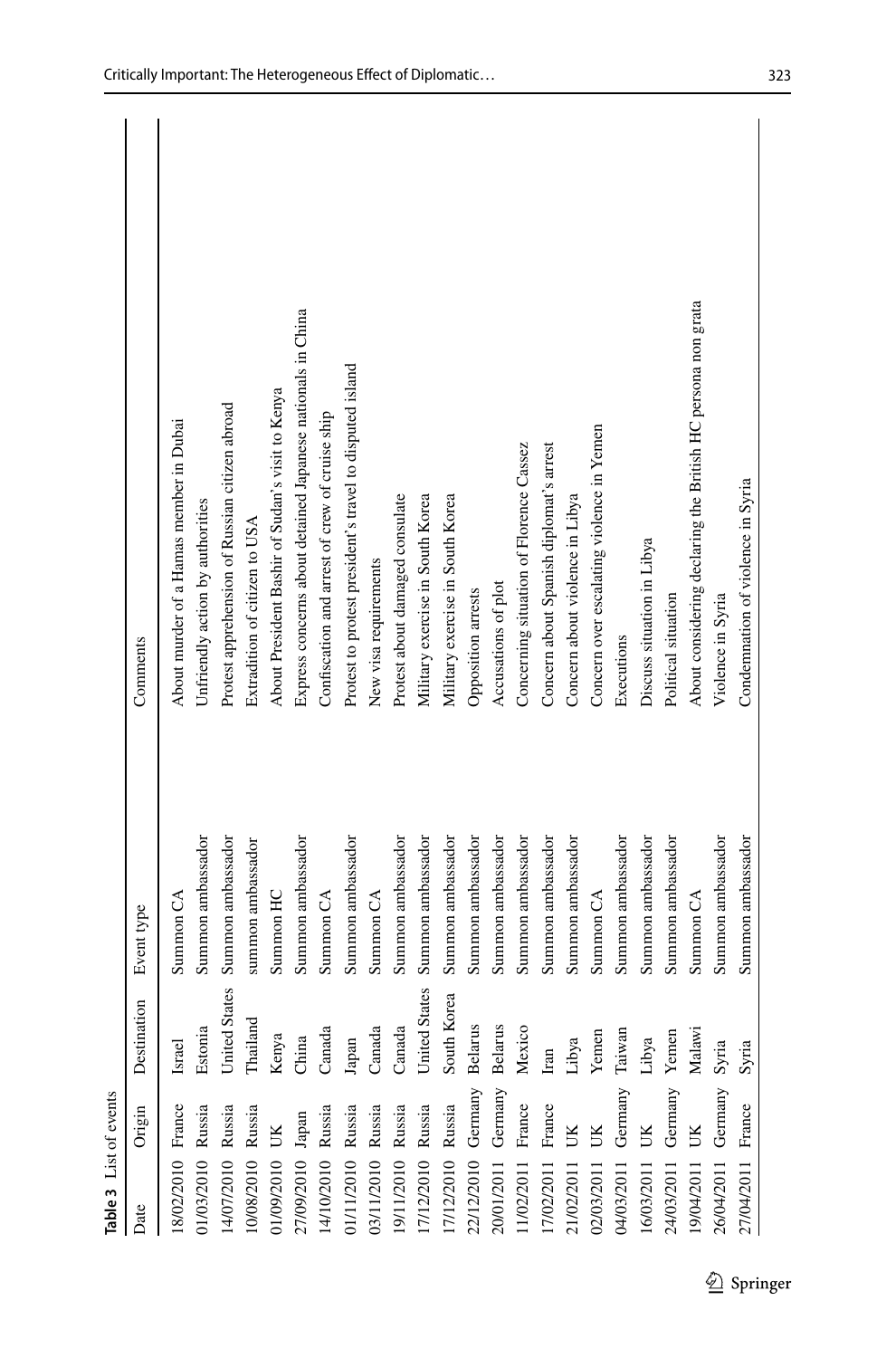**Table 3** List of events

| Date | Origin | Destination | Event type | Comments |
|---|---|---|---|---|
| 18/02/2010 | France | Israel | Summon CA | About murder of a Hamas member in Dubai |
| 01/03/2010 | Russia | Estonia | Summon ambassador | Unfriendly action by authorities |
| 14/07/2010 | Russia | United States | Summon ambassador | Protest apprehension of Russian citizen abroad |
| 10/08/2010 | Russia | Thailand | summon ambassador | Extradition of citizen to USA |
| 01/09/2010 | UK | Kenya | Summon HC | About President Bashir of Sudan's visit to Kenya |
| 27/09/2010 | Japan | China | Summon ambassador | Express concerns about detained Japanese nationals in China |
| 14/10/2010 | Russia | Canada | Summon CA | Confiscation and arrest of crew of cruise ship |
| 01/11/2010 | Russia | Japan | Summon ambassador | Protest to protest president's travel to disputed island |
| 03/11/2010 | Russia | Canada | Summon CA | New visa requirements |
| 19/11/2010 | Russia | Canada | Summon ambassador | Protest about damaged consulate |
| 17/12/2010 | Russia | United States | Summon ambassador | Military exercise in South Korea |
| 17/12/2010 | Russia | South Korea | Summon ambassador | Military exercise in South Korea |
| 22/12/2010 | Germany | Belarus | Summon ambassador | Opposition arrests |
| 20/01/2011 | Germany | Belarus | Summon ambassador | Accusations of plot |
| 11/02/2011 | France | Mexico | Summon ambassador | Concerning situation of Florence Cassez |
| 17/02/2011 | France | Iran | Summon ambassador | Concern about Spanish diplomat's arrest |
| 21/02/2011 | UK | Libya | Summon ambassador | Concern about violence in Libya |
| 02/03/2011 | UK | Yemen | Summon CA | Concern over escalating violence in Yemen |
| 04/03/2011 | Germany | Taiwan | Summon ambassador | Executions |
| 16/03/2011 | UK | Libya | Summon ambassador | Discuss situation in Libya |
| 24/03/2011 | Germany | Yemen | Summon ambassador | Political situation |
| 19/04/2011 | UK | Malawi | Summon CA | About considering declaring the British HC persona non grata |
| 26/04/2011 | Germany | Syria | Summon ambassador | Violence in Syria |
| 27/04/2011 | France | Syria | Summon ambassador | Condemnation of violence in Syria |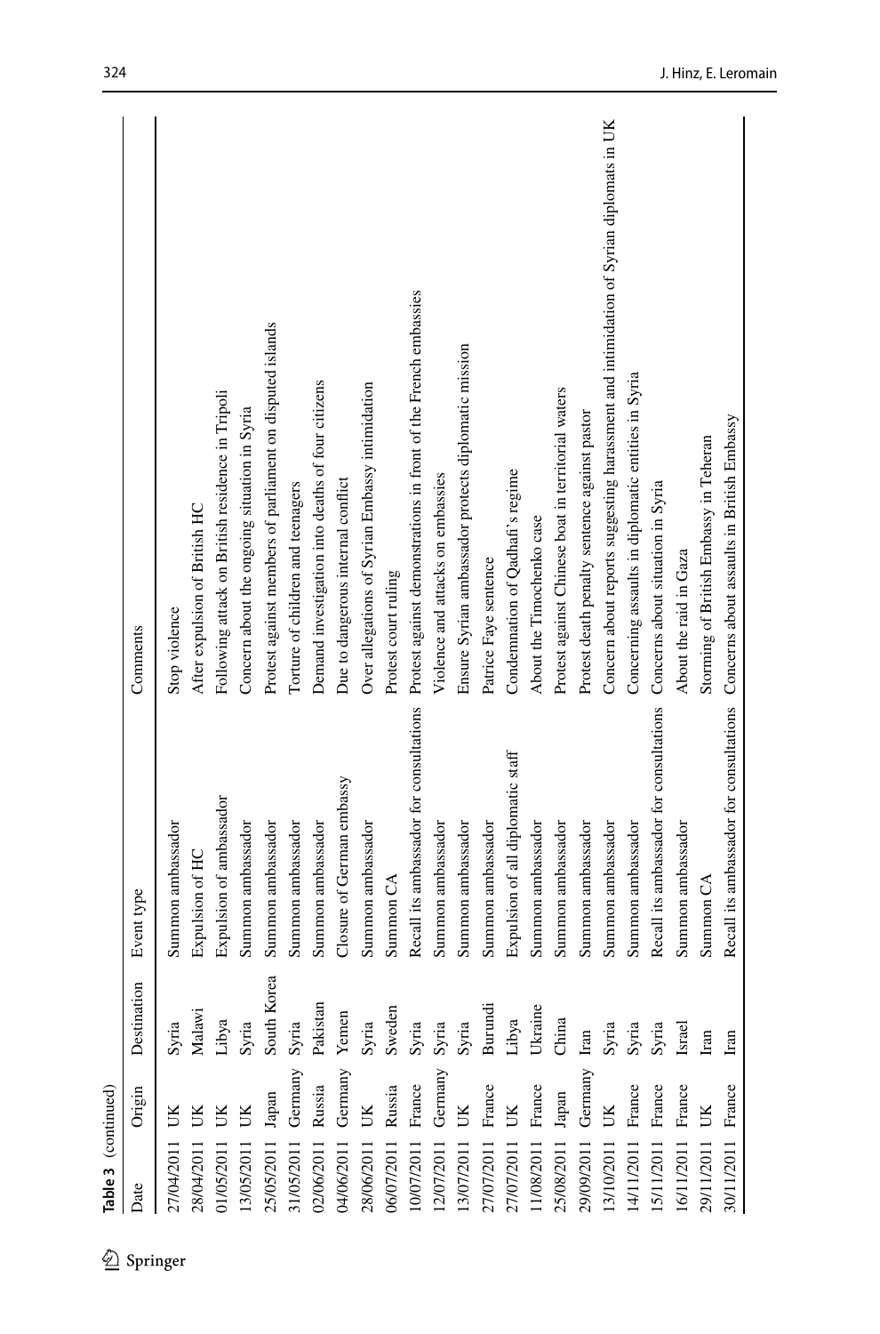**Table 3** (continued)

| Date | Origin | Destination | Event type | Comments |
|---|---|---|---|---|
| 27/04/2011 | UK | Syria | Summon ambassador | Stop violence |
| 28/04/2011 | UK | Malawi | Expulsion of HC | After expulsion of British HC |
| 01/05/2011 | UK | Libya | Expulsion of ambassador | Following attack on British residence in Tripoli |
| 13/05/2011 | UK | Syria | Summon ambassador | Concern about the ongoing situation in Syria |
| 25/05/2011 | Japan | South Korea | Summon ambassador | Protest against members of parliament on disputed islands |
| 31/05/2011 | Germany | Syria | Summon ambassador | Torture of children and teenagers |
| 02/06/2011 | Russia | Pakistan | Summon ambassador | Demand investigation into deaths of four citizens |
| 04/06/2011 | Germany | Yemen | Closure of German embassy | Due to dangerous internal conflict |
| 28/06/2011 | UK | Syria | Summon ambassador | Over allegations of Syrian Embassy intimidation |
| 06/07/2011 | Russia | Sweden | Summon CA | Protest court ruling |
| 10/07/2011 | France | Syria | Recall its ambassador for consultations | Protest against demonstrations in front of the French embassies |
| 12/07/2011 | Germany | Syria | Summon ambassador | Violence and attacks on embassies |
| 13/07/2011 | UK | Syria | Summon ambassador | Ensure Syrian ambassador protects diplomatic mission |
| 27/07/2011 | France | Burundi | Summon ambassador | Patrice Faye sentence |
| 27/07/2011 | UK | Libya | Expulsion of all diplomatic staff | Condemnation of Qadhafi's regime |
| 11/08/2011 | France | Ukraine | Summon ambassador | About the Timochenko case |
| 25/08/2011 | Japan | China | Summon ambassador | Protest against Chinese boat in territorial waters |
| 29/09/2011 | Germany | Iran | Summon ambassador | Protest death penalty sentence against pastor |
| 13/10/2011 | UK | Syria | Summon ambassador | Concern about reports suggesting harassment and intimidation of Syrian diplomats in UK |
| 14/11/2011 | France | Syria | Summon ambassador | Concerning assaults in diplomatic entities in Syria |
| 15/11/2011 | France | Syria | Recall its ambassador for consultations | Concerns about situation in Syria |
| 16/11/2011 | France | Israel | Summon ambassador | About the raid in Gaza |
| 29/11/2011 | UK | Iran | Summon CA | Storming of British Embassy in Teheran |
| 30/11/2011 | France | Iran | Recall its ambassador for consultations | Concerns about assaults in British Embassy |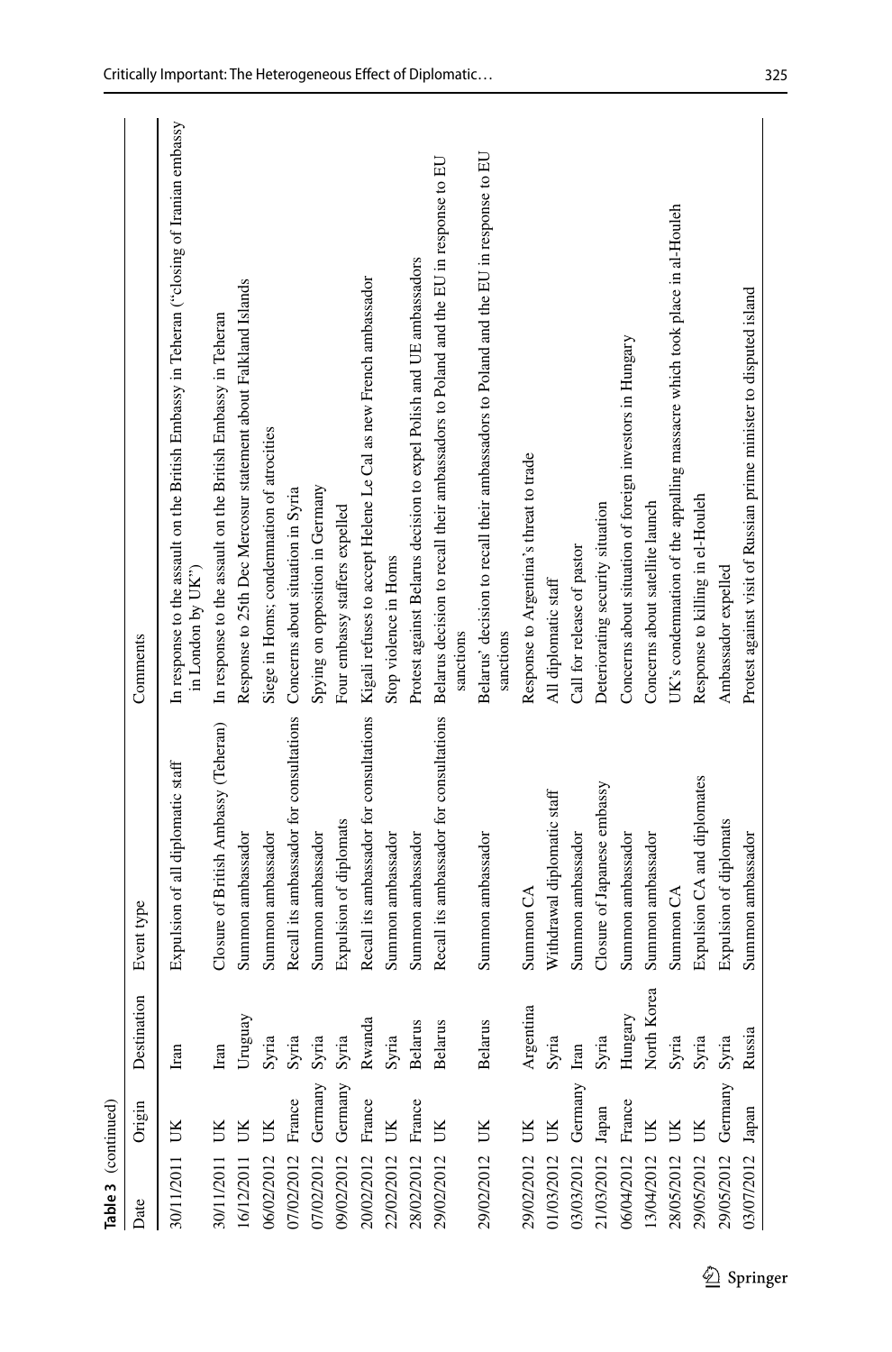**Table 3** (continued)

| Date | Origin | Destination | Event type | Comments |
|---|---|---|---|---|
| 30/11/2011 | UK | Iran | Expulsion of all diplomatic staff | In response to the assault on the British Embassy in Teheran ("closing of Iranian embassy in London by UK") |
| 30/11/2011 | UK | Iran | Closure of British Ambassy (Teheran) | In response to the assault on the British Embassy in Teheran |
| 16/12/2011 | UK | Uruguay | Summon ambassador | Response to 25th Dec Mercosur statement about Falkland Islands |
| 06/02/2012 | UK | Syria | Summon ambassador | Siege in Homs; condemnation of atrocities |
| 07/02/2012 | France | Syria | Recall its ambassador for consultations | Concerns about situation in Syria |
| 07/02/2012 | Germany | Syria | Summon ambassador | Spying on opposition in Germany |
| 09/02/2012 | Germany | Syria | Expulsion of diplomats | Four embassy staffers expelled |
| 20/02/2012 | France | Rwanda | Recall its ambassador for consultations | Kigali refuses to accept Helene Le Gal as new French ambassador |
| 22/02/2012 | UK | Syria | Summon ambassador | Stop violence in Homs |
| 28/02/2012 | France | Belarus | Summon ambassador | Protest against Belarus decision to expel Polish and UE ambassadors |
| 29/02/2012 | UK | Belarus | Recall its ambassador for consultations | Belarus decision to recall their ambassadors to Poland and the EU in response to EU sanctions |
| 29/02/2012 | UK | Belarus | Summon ambassador | Belarus' decision to recall their ambassadors to Poland and the EU in response to EU sanctions |
| 29/02/2012 | UK | Argentina | Summon CA | Response to Argentina's threat to trade |
| 01/03/2012 | UK | Syria | Withdrawal diplomatic staff | All diplomatic staff |
| 03/03/2012 | Germany | Iran | Summon ambassador | Call for release of pastor |
| 21/03/2012 | Japan | Syria | Closure of Japanese embassy | Deteriorating security situation |
| 06/04/2012 | France | Hungary | Summon ambassador | Concerns about situation of foreign investors in Hungary |
| 13/04/2012 | UK | North Korea | Summon ambassador | Concerns about satellite launch |
| 28/05/2012 | UK | Syria | Summon CA | UK's condemnation of the appalling massacre which took place in al-Houleh |
| 29/05/2012 | UK | Syria | Expulsion CA and diplomates | Response to killing in el-Houleh |
| 29/05/2012 | Germany | Syria | Expulsion of diplomats | Ambassador expelled |
| 03/07/2012 | Japan | Russia | Summon ambassador | Protest against visit of Russian prime minister to disputed island |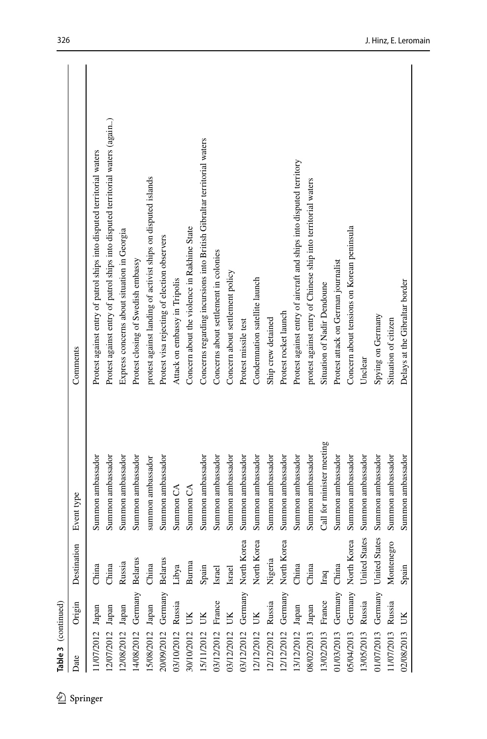**Table 3** (continued)

| Date | Origin | Destination | Event type | Comments |
|---|---|---|---|---|
| 11/07/2012 | Japan | China | Summon ambassador | Protest against entry of patrol ships into disputed territorial waters |
| 12/07/2012 | Japan | China | Summon ambassador | Protest against entry of patrol ships into disputed territorial waters (again..) |
| 12/08/2012 | Japan | Russia | Summon ambassador | Express concerns about situation in Georgia |
| 14/08/2012 | Germany | Belarus | Summon ambassador | Protest closing of Swedish embassy |
| 15/08/2012 | Japan | China | summon ambassador | protest against landing of activist ships on disputed islands |
| 20/09/2012 | Germany | Belarus | Summon ambassador | Protest visa rejecting of election observers |
| 03/10/2012 | Russia | Libya | Summon CA | Attack on embassy in Tripolis |
| 30/10/2012 | UK | Burma | Summon CA | Concern about the violence in Rakhine State |
| 15/11/2012 | UK | Spain | Summon ambassador | Concerns regarding incursions into British Gibraltar territorial waters |
| 03/12/2012 | France | Israel | Summon ambassador | Concerns about settlement in colonies |
| 03/12/2012 | UK | Israel | Summon ambassador | Concern about settlement policy |
| 03/12/2012 | Germany | North Korea | Summon ambassador | Protest missile test |
| 12/12/2012 | UK | North Korea | Summon ambassador | Condemnation satellite launch |
| 12/12/2012 | Russia | Nigeria | Summon ambassador | Ship crew detained |
| 12/12/2012 | Germany | North Korea | Summon ambassador | Protest rocket launch |
| 13/12/2012 | Japan | China | Summon ambassador | Protest against entry of aircraft and ships into disputed territory |
| 08/02/2013 | Japan | China | Summon ambassador | protest against entry of Chinese ship into territorial waters |
| 13/02/2013 | France | Iraq | Call for minister meeting | Situation of Nadir Dendoune |
| 01/03/2013 | Germany | China | Summon ambassador | Protest attack on German journalist |
| 05/04/2013 | Germany | North Korea | Summon ambassador | Concern about tensions on Korean peninsula |
| 13/05/2013 | Russia | United States | Summon ambassador | Unclear |
| 01/07/2013 | Germany | United States | Summon ambassador | Spying on Germany |
| 11/07/2013 | Russia | Montenegro | Summon ambassador | Situation of citizen |
| 02/08/2013 | UK | Spain | Summon ambassador | Delays at the Gibraltar border |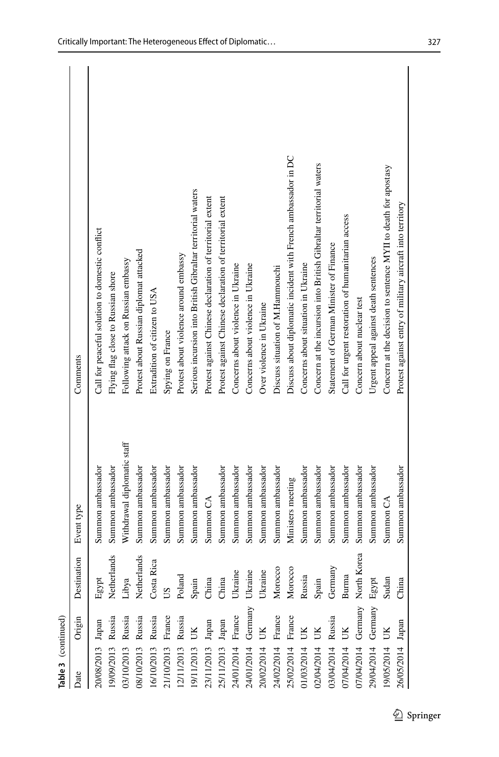**Table 3** (continued)

| Date | Origin | Destination | Event type | Comments |
|---|---|---|---|---|
| 20/08/2013 | Japan | Egypt | Summon ambassador | Call for peaceful solution to domestic conflict |
| 19/09/2013 | Russia | Netherlands | Summon ambassador | Flying flag close to Russian shore |
| 03/10/2013 | Russia | Libya | Withdrawal diplomatic staff | Following attack on Russian embassy |
| 08/10/2013 | Russia | Netherlands | Summon ambassador | Protest about Russian diplomat attacked |
| 16/10/2013 | Russia | Costa Rica | Summon ambassador | Extradition of citizen to USA |
| 21/10/2013 | France | US | Summon ambassador | Spying on France |
| 12/11/2013 | Russia | Poland | Summon ambassador | Protest about violence around embassy |
| 19/11/2013 | UK | Spain | Summon ambassador | Serious incursion into British Gibraltar territorial waters |
| 23/11/2013 | Japan | China | Summon CA | Protest against Chinese declaration of territorial extent |
| 25/11/2013 | Japan | China | Summon ambassador | Protest against Chinese declaration of territorial extent |
| 24/01/2014 | France | Ukraine | Summon ambassador | Concerns about violence in Ukraine |
| 24/01/2014 | Germany | Ukraine | Summon ambassador | Concerns about violence in Ukraine |
| 20/02/2014 | UK | Ukraine | Summon ambassador | Over violence in Ukraine |
| 24/02/2014 | France | Morocco | Summon ambassador | Discuss situation of M.Hammouchi |
| 25/02/2014 | France | Morocco | Ministers meeting | Discuss about diplomatic incident with French ambassador in DC |
| 01/03/2014 | UK | Russia | Summon ambassador | Concerns about situation in Ukraine |
| 02/04/2014 | UK | Spain | Summon ambassador | Concern at the incursion into British Gibraltar territorial waters |
| 03/04/2014 | Russia | Germany | Summon ambassador | Statement of German Minister of Finance |
| 07/04/2014 | UK | Burma | Summon ambassador | Call for urgent restoration of humanitarian access |
| 07/04/2014 | Germany | North Korea | Summon ambassador | Concern about nuclear test |
| 29/04/2014 | Germany | Egypt | Summon ambassador | Urgent appeal against death sentences |
| 19/05/2014 | UK | Sudan | Summon CA | Concern at the decision to sentence MYII to death for apostasy |
| 26/05/2014 | Japan | China | Summon ambassador | Protest against entry of military aircraft into territory |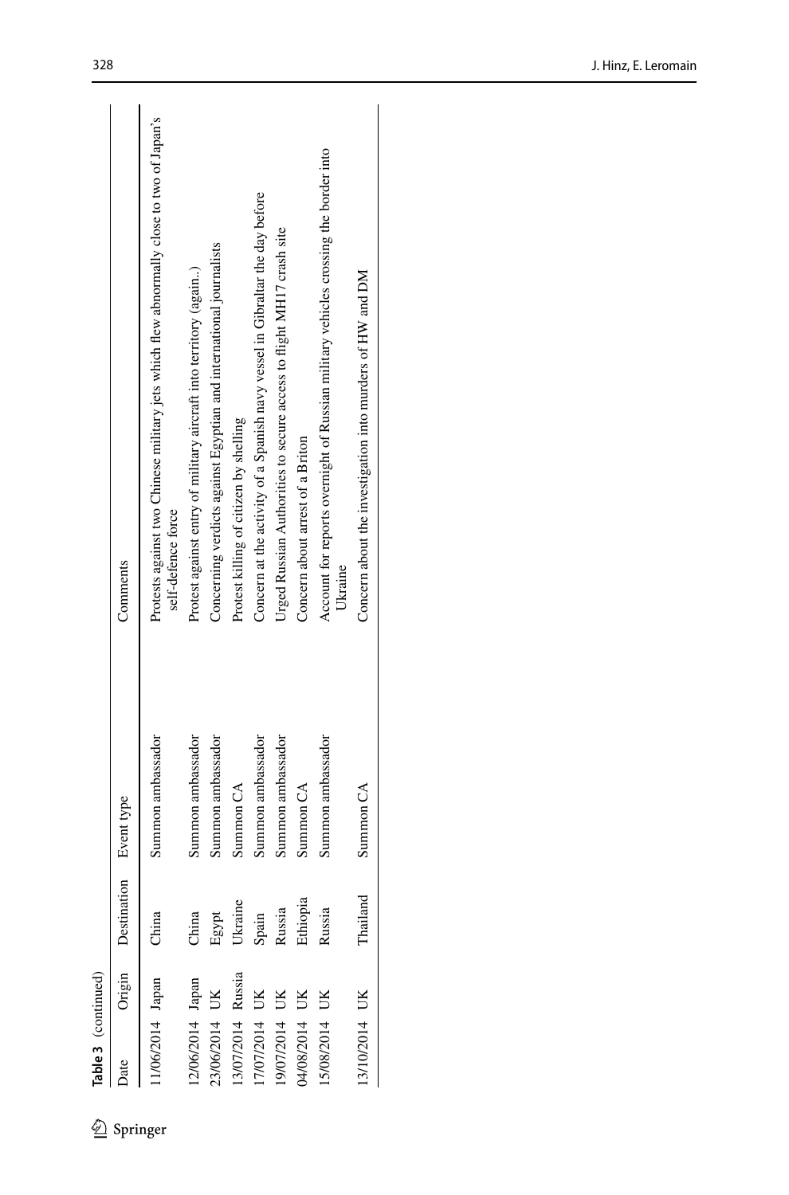**Table 3** (continued)

| Date | Origin | Destination | Event type | Comments |
|---|---|---|---|---|
| 11/06/2014 | Japan | China | Summon ambassador | Protests against two Chinese military jets which flew abnormally close to two of Japan's self-defence force |
| 12/06/2014 | Japan | China | Summon ambassador | Protest against entry of military aircraft into territory (again..) |
| 23/06/2014 | UK | Egypt | Summon ambassador | Concerning verdicts against Egyptian and international journalists |
| 13/07/2014 | Russia | Ukraine | Summon CA | Protest killing of citizen by shelling |
| 17/07/2014 | UK | Spain | Summon ambassador | Concern at the activity of a Spanish navy vessel in Gibraltar the day before |
| 19/07/2014 | UK | Russia | Summon ambassador | Urged Russian Authorities to secure access to flight MH17 crash site |
| 04/08/2014 | UK | Ethiopia | Summon CA | Concern about arrest of a Briton |
| 15/08/2014 | UK | Russia | Summon ambassador | Account for reports overnight of Russian military vehicles crossing the border into Ukraine |
| 13/10/2014 | UK | Thailand | Summon CA | Concern about the investigation into murders of HW and DM |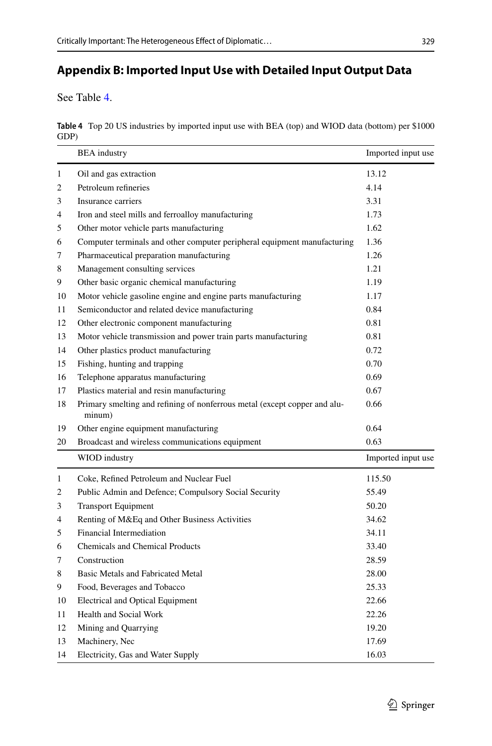## Appendix B: Imported Input Use with Detailed Input Output Data

See Table 4.

**Table 4** Top 20 US industries by imported input use with BEA (top) and WIOD data (bottom) per $1000 GDP)

| | BEA industry | Imported input use |
|---|---|---|
| 1 | Oil and gas extraction | 13.12 |
| 2 | Petroleum refineries | 4.14 |
| 3 | Insurance carriers | 3.31 |
| 4 | Iron and steel mills and ferroalloy manufacturing | 1.73 |
| 5 | Other motor vehicle parts manufacturing | 1.62 |
| 6 | Computer terminals and other computer peripheral equipment manufacturing | 1.36 |
| 7 | Pharmaceutical preparation manufacturing | 1.26 |
| 8 | Management consulting services | 1.21 |
| 9 | Other basic organic chemical manufacturing | 1.19 |
| 10 | Motor vehicle gasoline engine and engine parts manufacturing | 1.17 |
| 11 | Semiconductor and related device manufacturing | 0.84 |
| 12 | Other electronic component manufacturing | 0.81 |
| 13 | Motor vehicle transmission and power train parts manufacturing | 0.81 |
| 14 | Other plastics product manufacturing | 0.72 |
| 15 | Fishing, hunting and trapping | 0.70 |
| 16 | Telephone apparatus manufacturing | 0.69 |
| 17 | Plastics material and resin manufacturing | 0.67 |
| 18 | Primary smelting and refining of nonferrous metal (except copper and aluminum) | 0.66 |
| 19 | Other engine equipment manufacturing | 0.64 |
| 20 | Broadcast and wireless communications equipment | 0.63 |
| | **WIOD industry** | **Imported input use** |
| 1 | Coke, Refined Petroleum and Nuclear Fuel | 115.50 |
| 2 | Public Admin and Defence; Compulsory Social Security | 55.49 |
| 3 | Transport Equipment | 50.20 |
| 4 | Renting of M&Eq and Other Business Activities | 34.62 |
| 5 | Financial Intermediation | 34.11 |
| 6 | Chemicals and Chemical Products | 33.40 |
| 7 | Construction | 28.59 |
| 8 | Basic Metals and Fabricated Metal | 28.00 |
| 9 | Food, Beverages and Tobacco | 25.33 |
| 10 | Electrical and Optical Equipment | 22.66 |
| 11 | Health and Social Work | 22.26 |
| 12 | Mining and Quarrying | 19.20 |
| 13 | Machinery, Nec | 17.69 |
| 14 | Electricity, Gas and Water Supply | 16.03 |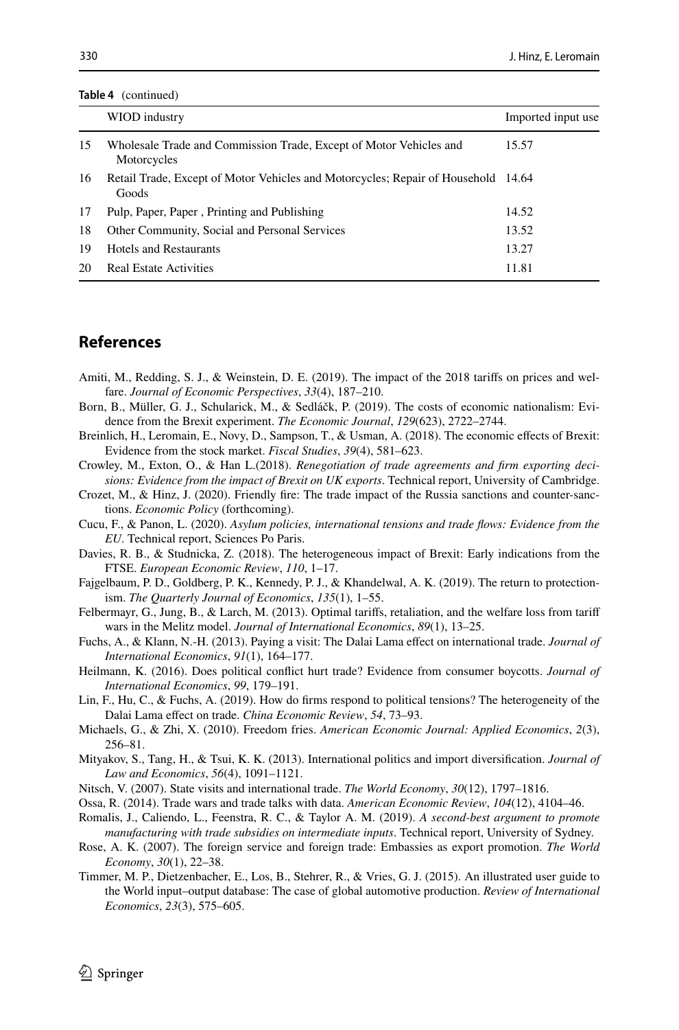**Table 4** (continued)

| | WIOD industry | Imported input use |
|---|---|---|
| 15 | Wholesale Trade and Commission Trade, Except of Motor Vehicles and Motorcycles | 15.57 |
| 16 | Retail Trade, Except of Motor Vehicles and Motorcycles; Repair of Household Goods | 14.64 |
| 17 | Pulp, Paper, Paper , Printing and Publishing | 14.52 |
| 18 | Other Community, Social and Personal Services | 13.52 |
| 19 | Hotels and Restaurants | 13.27 |
| 20 | Real Estate Activities | 11.81 |

## References

Amiti, M., Redding, S. J., & Weinstein, D. E. (2019). The impact of the 2018 tariffs on prices and welfare. *Journal of Economic Perspectives*, *33*(4), 187–210.

Born, B., Müller, G. J., Schularick, M., & Sedláčk, P. (2019). The costs of economic nationalism: Evidence from the Brexit experiment. *The Economic Journal*, *129*(623), 2722–2744.

Breinlich, H., Leromain, E., Novy, D., Sampson, T., & Usman, A. (2018). The economic effects of Brexit: Evidence from the stock market. *Fiscal Studies*, *39*(4), 581–623.

Crowley, M., Exton, O., & Han L.(2018). *Renegotiation of trade agreements and firm exporting decisions: Evidence from the impact of Brexit on UK exports*. Technical report, University of Cambridge.

Crozet, M., & Hinz, J. (2020). Friendly fire: The trade impact of the Russia sanctions and counter-sanctions. *Economic Policy* (forthcoming).

Cucu, F., & Panon, L. (2020). *Asylum policies, international tensions and trade flows: Evidence from the EU*. Technical report, Sciences Po Paris.

Davies, R. B., & Studnicka, Z. (2018). The heterogeneous impact of Brexit: Early indications from the FTSE. *European Economic Review*, *110*, 1–17.

Fajgelbaum, P. D., Goldberg, P. K., Kennedy, P. J., & Khandelwal, A. K. (2019). The return to protectionism. *The Quarterly Journal of Economics*, *135*(1), 1–55.

Felbermayr, G., Jung, B., & Larch, M. (2013). Optimal tariffs, retaliation, and the welfare loss from tariff wars in the Melitz model. *Journal of International Economics*, *89*(1), 13–25.

Fuchs, A., & Klann, N.-H. (2013). Paying a visit: The Dalai Lama effect on international trade. *Journal of International Economics*, *91*(1), 164–177.

Heilmann, K. (2016). Does political conflict hurt trade? Evidence from consumer boycotts. *Journal of International Economics*, *99*, 179–191.

Lin, F., Hu, C., & Fuchs, A. (2019). How do firms respond to political tensions? The heterogeneity of the Dalai Lama effect on trade. *China Economic Review*, *54*, 73–93.

Michaels, G., & Zhi, X. (2010). Freedom fries. *American Economic Journal: Applied Economics*, *2*(3), 256–81.

Mityakov, S., Tang, H., & Tsui, K. K. (2013). International politics and import diversification. *Journal of Law and Economics*, *56*(4), 1091–1121.

Nitsch, V. (2007). State visits and international trade. *The World Economy*, *30*(12), 1797–1816.

Ossa, R. (2014). Trade wars and trade talks with data. *American Economic Review*, *104*(12), 4104–46.

Romalis, J., Caliendo, L., Feenstra, R. C., & Taylor A. M. (2019). *A second-best argument to promote manufacturing with trade subsidies on intermediate inputs*. Technical report, University of Sydney.

Rose, A. K. (2007). The foreign service and foreign trade: Embassies as export promotion. *The World Economy*, *30*(1), 22–38.

Timmer, M. P., Dietzenbacher, E., Los, B., Stehrer, R., & Vries, G. J. (2015). An illustrated user guide to the World input–output database: The case of global automotive production. *Review of International Economics*, *23*(3), 575–605.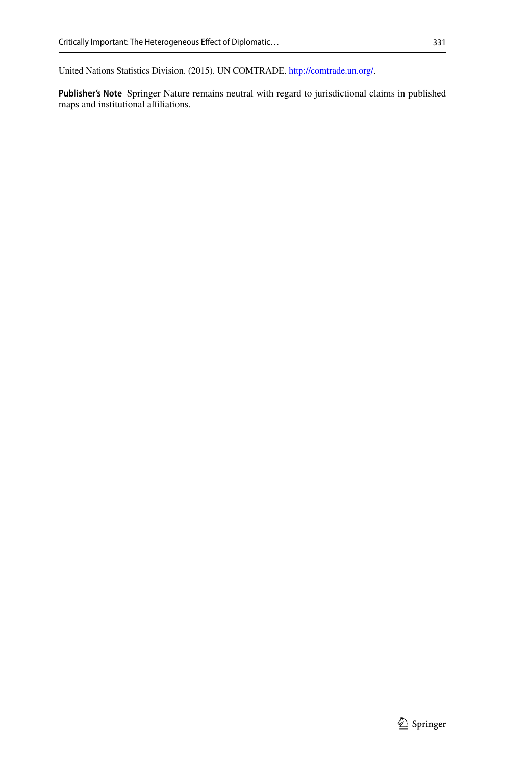United Nations Statistics Division. (2015). UN COMTRADE. http://comtrade.un.org/.

**Publisher's Note** Springer Nature remains neutral with regard to jurisdictional claims in published maps and institutional affiliations.